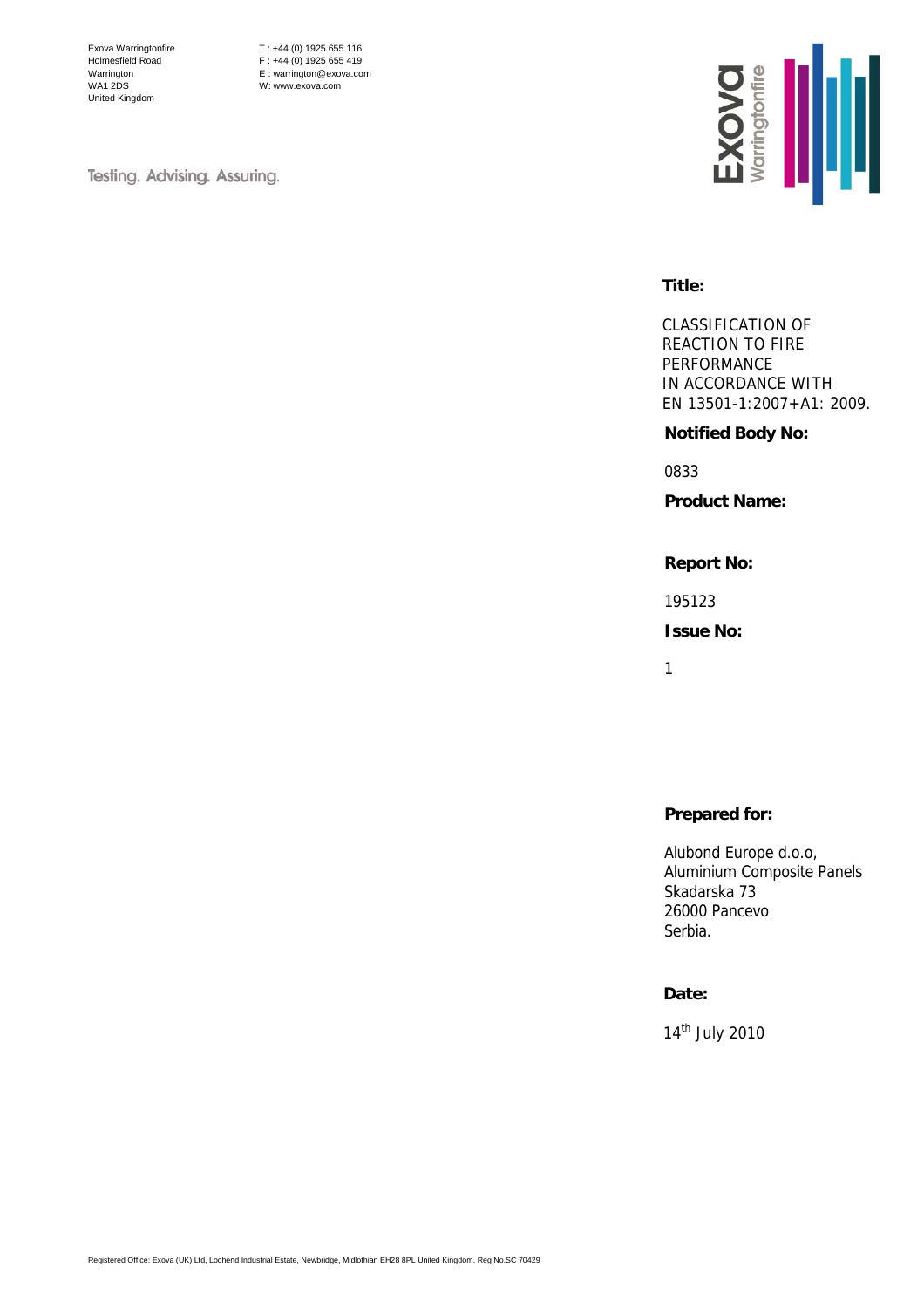Exova Warringtonfire
Holmesfield Road
Warrington
WA1 2DS
United Kingdom

T : +44 (0) 1925 655 116
F : +44 (0) 1925 655 419
E : warrington@exova.com
W: www.exova.com

Testing. Advising. Assuring.

**Title:**

CLASSIFICATION OF REACTION TO FIRE PERFORMANCE IN ACCORDANCE WITH EN 13501-1:2007+A1: 2009.

**Notified Body No:**

0833

**Product Name:**

**Report No:**

195123

**Issue No:**

1

**Prepared for:**

Alubond Europe d.o.o,
Aluminium Composite Panels
Skadarska 73
26000 Pancevo
Serbia.

**Date:**

14th July 2010

Registered Office: Exova (UK) Ltd, Lochend Industrial Estate, Newbridge, Midlothian EH28 8PL United Kingdom. Reg No.SC 70429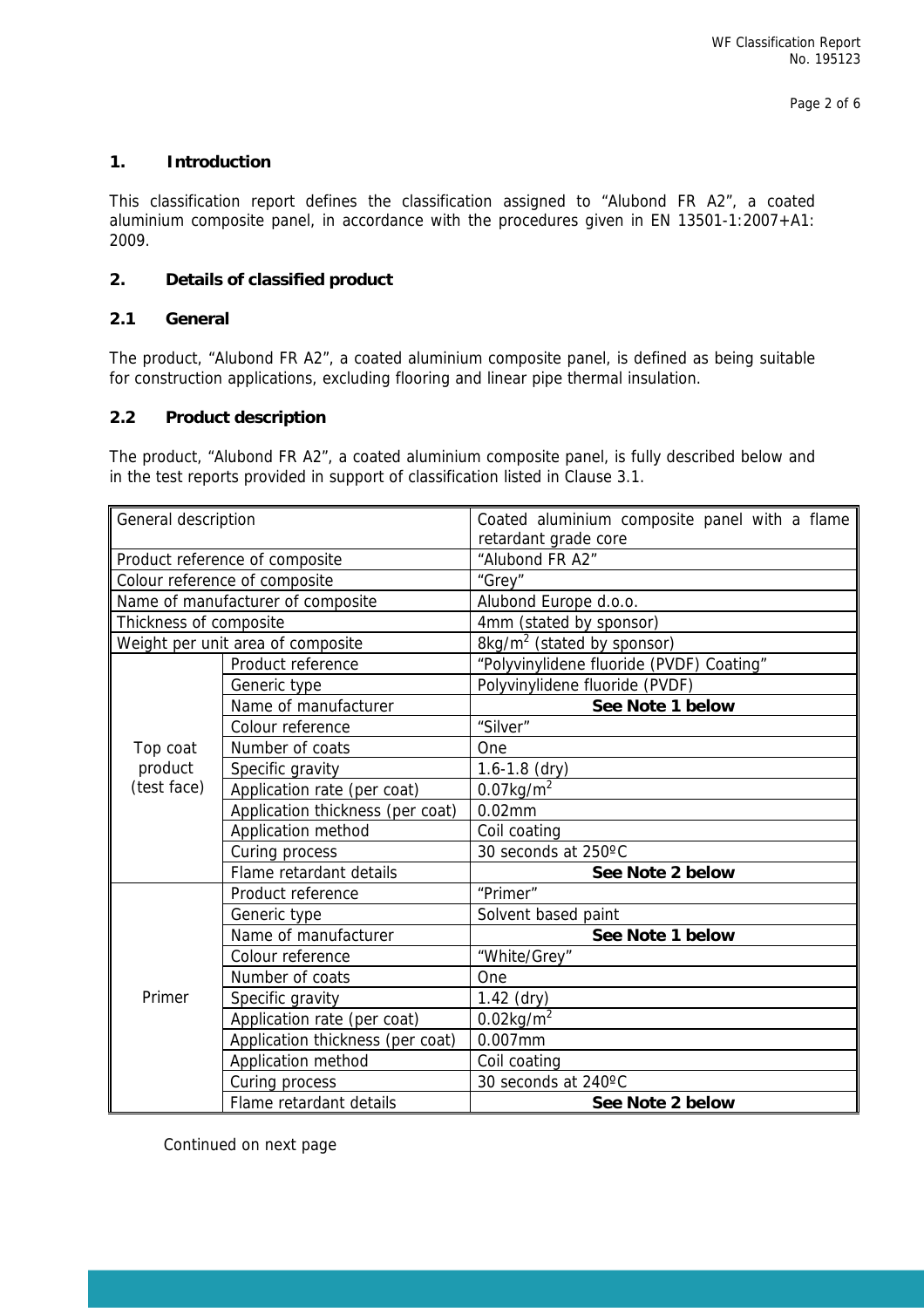## 1. Introduction

This classification report defines the classification assigned to "Alubond FR A2", a coated aluminium composite panel, in accordance with the procedures given in EN 13501-1:2007+A1: 2009.

## 2. Details of classified product

### 2.1 General

The product, "Alubond FR A2", a coated aluminium composite panel, is defined as being suitable for construction applications, excluding flooring and linear pipe thermal insulation.

### 2.2 Product description

The product, "Alubond FR A2", a coated aluminium composite panel, is fully described below and in the test reports provided in support of classification listed in Clause 3.1.

| General description | | Coated aluminium composite panel with a flame retardant grade core |
|---|---|---|
| Product reference of composite | | "Alubond FR A2" |
| Colour reference of composite | | "Grey" |
| Name of manufacturer of composite | | Alubond Europe d.o.o. |
| Thickness of composite | | 4mm (stated by sponsor) |
| Weight per unit area of composite | | $8kg/m^2$ (stated by sponsor) |
| Top coat product (test face) | Product reference | "Polyvinylidene fluoride (PVDF) Coating" |
| | Generic type | Polyvinylidene fluoride (PVDF) |
| | Name of manufacturer | **See Note 1 below** |
| | Colour reference | "Silver" |
| | Number of coats | One |
| | Specific gravity | 1.6-1.8 (dry) |
| | Application rate (per coat) | $0.07kg/m^2$ |
| | Application thickness (per coat) | 0.02mm |
| | Application method | Coil coating |
| | Curing process | 30 seconds at 250ºC |
| | Flame retardant details | **See Note 2 below** |
| Primer | Product reference | "Primer" |
| | Generic type | Solvent based paint |
| | Name of manufacturer | **See Note 1 below** |
| | Colour reference | "White/Grey" |
| | Number of coats | One |
| | Specific gravity | 1.42 (dry) |
| | Application rate (per coat) | $0.02kg/m^2$ |
| | Application thickness (per coat) | 0.007mm |
| | Application method | Coil coating |
| | Curing process | 30 seconds at 240ºC |
| | Flame retardant details | **See Note 2 below** |

Continued on next page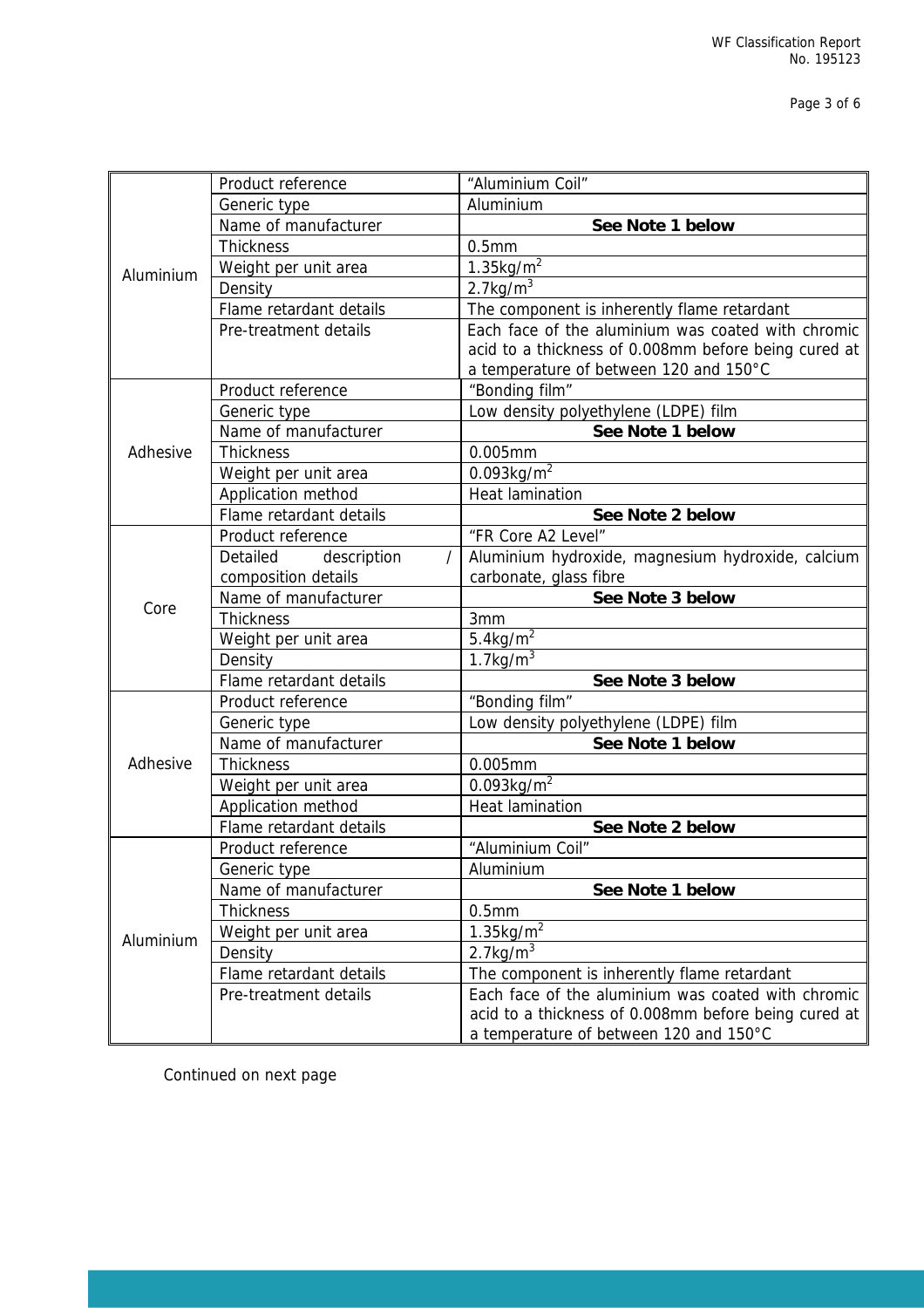| | | |
|---|---|---|
| Aluminium | Product reference | "Aluminium Coil" |
| | Generic type | Aluminium |
| | Name of manufacturer | **See Note 1 below** |
| | Thickness | 0.5mm |
| | Weight per unit area | $1.35kg/m^2$ |
| | Density | $2.7kg/m^3$ |
| | Flame retardant details | The component is inherently flame retardant |
| | Pre-treatment details | Each face of the aluminium was coated with chromic acid to a thickness of 0.008mm before being cured at a temperature of between 120 and 150°C |
| Adhesive | Product reference | "Bonding film" |
| | Generic type | Low density polyethylene (LDPE) film |
| | Name of manufacturer | **See Note 1 below** |
| | Thickness | 0.005mm |
| | Weight per unit area | $0.093kg/m^2$ |
| | Application method | Heat lamination |
| | Flame retardant details | **See Note 2 below** |
| Core | Product reference | "FR Core A2 Level" |
| | Detailed description / composition details | Aluminium hydroxide, magnesium hydroxide, calcium carbonate, glass fibre |
| | Name of manufacturer | **See Note 3 below** |
| | Thickness | 3mm |
| | Weight per unit area | $5.4kg/m^2$ |
| | Density | $1.7kg/m^3$ |
| | Flame retardant details | **See Note 3 below** |
| Adhesive | Product reference | "Bonding film" |
| | Generic type | Low density polyethylene (LDPE) film |
| | Name of manufacturer | **See Note 1 below** |
| | Thickness | 0.005mm |
| | Weight per unit area | $0.093kg/m^2$ |
| | Application method | Heat lamination |
| | Flame retardant details | **See Note 2 below** |
| Aluminium | Product reference | "Aluminium Coil" |
| | Generic type | Aluminium |
| | Name of manufacturer | **See Note 1 below** |
| | Thickness | 0.5mm |
| | Weight per unit area | $1.35kg/m^2$ |
| | Density | $2.7kg/m^3$ |
| | Flame retardant details | The component is inherently flame retardant |
| | Pre-treatment details | Each face of the aluminium was coated with chromic acid to a thickness of 0.008mm before being cured at a temperature of between 120 and 150°C |

Continued on next page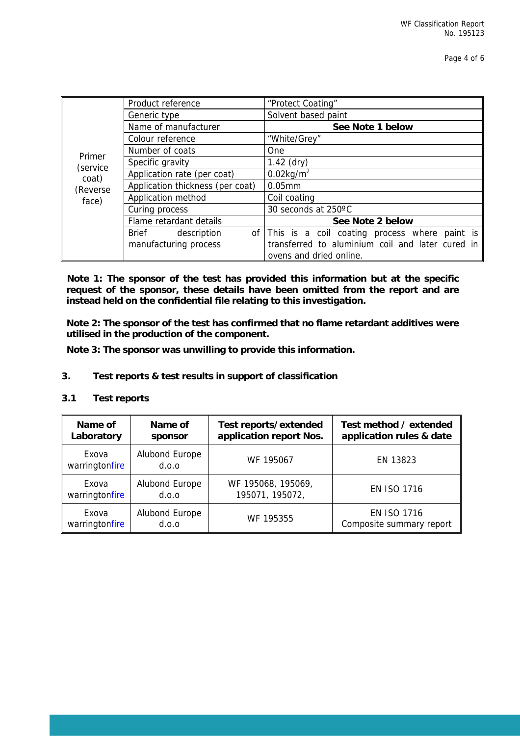| | | |
|---|---|---|
| Primer (service coat) (Reverse face) | Product reference | "Protect Coating" |
| | Generic type | Solvent based paint |
| | Name of manufacturer | **See Note 1 below** |
| | Colour reference | "White/Grey" |
| | Number of coats | One |
| | Specific gravity | 1.42 (dry) |
| | Application rate (per coat) | $0.02kg/m^2$ |
| | Application thickness (per coat) | 0.05mm |
| | Application method | Coil coating |
| | Curing process | 30 seconds at 250ºC |
| | Flame retardant details | **See Note 2 below** |
| | Brief description of manufacturing process | This is a coil coating process where paint is transferred to aluminium coil and later cured in ovens and dried online. |

**Note 1: The sponsor of the test has provided this information but at the specific request of the sponsor, these details have been omitted from the report and are instead held on the confidential file relating to this investigation.**

**Note 2: The sponsor of the test has confirmed that no flame retardant additives were utilised in the production of the component.**

**Note 3: The sponsor was unwilling to provide this information.**

## 3. Test reports & test results in support of classification

### 3.1 Test reports

| Name of Laboratory | Name of sponsor | Test reports/extended application report Nos. | Test method / extended application rules & date |
|---|---|---|---|
| Exova warringtonfire | Alubond Europe d.o.o | WF 195067 | EN 13823 |
| Exova warringtonfire | Alubond Europe d.o.o | WF 195068, 195069, 195071, 195072, | EN ISO 1716 |
| Exova warringtonfire | Alubond Europe d.o.o | WF 195355 | EN ISO 1716 Composite summary report |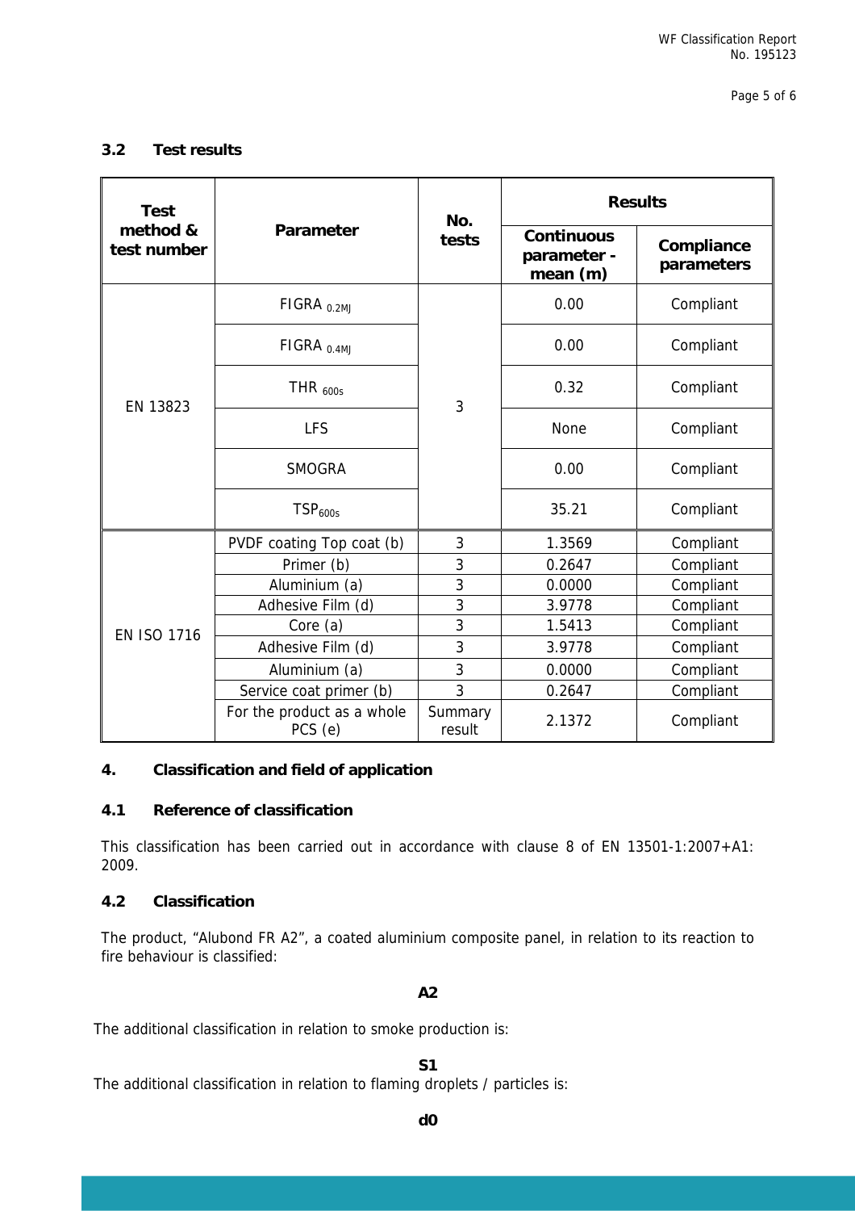### 3.2 Test results

| Test method & test number | Parameter | No. tests | Results | |
|---|---|---|---|---|
| | | | Continuous parameter - mean (m) | Compliance parameters |
| EN 13823 | $FIGRA_{0.2MJ}$ | 3 | 0.00 | Compliant |
| | $FIGRA_{0.4MJ}$ | | 0.00 | Compliant |
| | $THR_{600s}$ | | 0.32 | Compliant |
| | LFS | | None | Compliant |
| | SMOGRA | | 0.00 | Compliant |
| | $TSP_{600s}$ | | 35.21 | Compliant |
| EN ISO 1716 | PVDF coating Top coat (b) | 3 | 1.3569 | Compliant |
| | Primer (b) | 3 | 0.2647 | Compliant |
| | Aluminium (a) | 3 | 0.0000 | Compliant |
| | Adhesive Film (d) | 3 | 3.9778 | Compliant |
| | Core (a) | 3 | 1.5413 | Compliant |
| | Adhesive Film (d) | 3 | 3.9778 | Compliant |
| | Aluminium (a) | 3 | 0.0000 | Compliant |
| | Service coat primer (b) | 3 | 0.2647 | Compliant |
| | For the product as a whole PCS (e) | Summary result | 2.1372 | Compliant |

## 4. Classification and field of application

### 4.1 Reference of classification

This classification has been carried out in accordance with clause 8 of EN 13501-1:2007+A1: 2009.

### 4.2 Classification

The product, "Alubond FR A2", a coated aluminium composite panel, in relation to its reaction to fire behaviour is classified:

**A2**

The additional classification in relation to smoke production is:

**S1**

The additional classification in relation to flaming droplets / particles is:

**d0**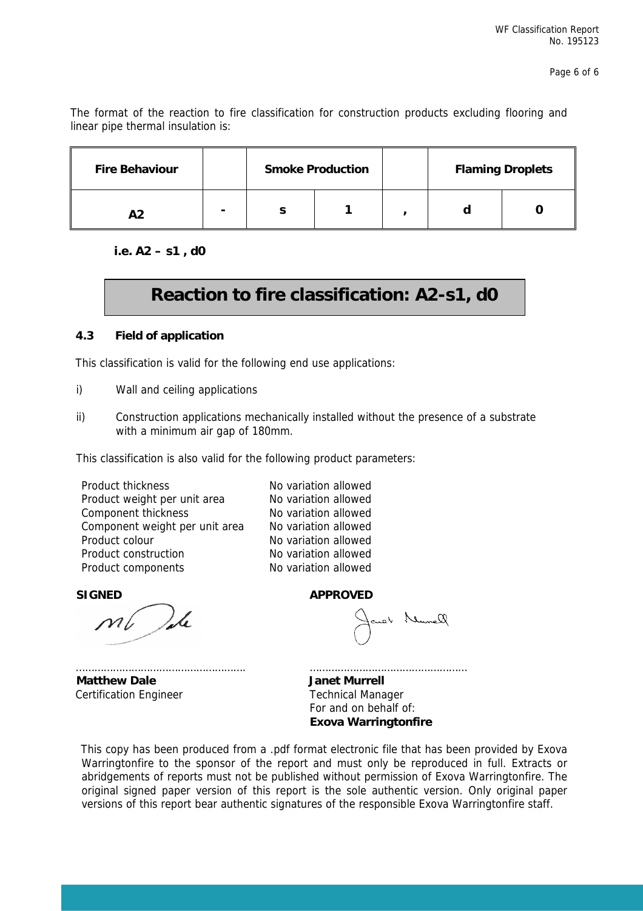The format of the reaction to fire classification for construction products excluding flooring and linear pipe thermal insulation is:

| Fire Behaviour | | Smoke Production | | | Flaming Droplets | |
|---|---|---|---|---|---|---|
| A2 | - | s | 1 | , | d | 0 |

**i.e. A2 – s1 , d0**

## Reaction to fire classification: A2-s1, d0

### 4.3 Field of application

This classification is valid for the following end use applications:

i) Wall and ceiling applications

ii) Construction applications mechanically installed without the presence of a substrate with a minimum air gap of 180mm.

This classification is also valid for the following product parameters:

| | |
|---|---|
| Product thickness | No variation allowed |
| Product weight per unit area | No variation allowed |
| Component thickness | No variation allowed |
| Component weight per unit area | No variation allowed |
| Product colour | No variation allowed |
| Product construction | No variation allowed |
| Product components | No variation allowed |

**SIGNED**

………………………………………………
**Matthew Dale**
Certification Engineer

**APPROVED**

…………………………………………
**Janet Murrell**
Technical Manager
For and on behalf of:
**Exova Warringtonfire**

This copy has been produced from a .pdf format electronic file that has been provided by Exova Warringtonfire to the sponsor of the report and must only be reproduced in full. Extracts or abridgements of reports must not be published without permission of Exova Warringtonfire. The original signed paper version of this report is the sole authentic version. Only original paper versions of this report bear authentic signatures of the responsible Exova Warringtonfire staff.